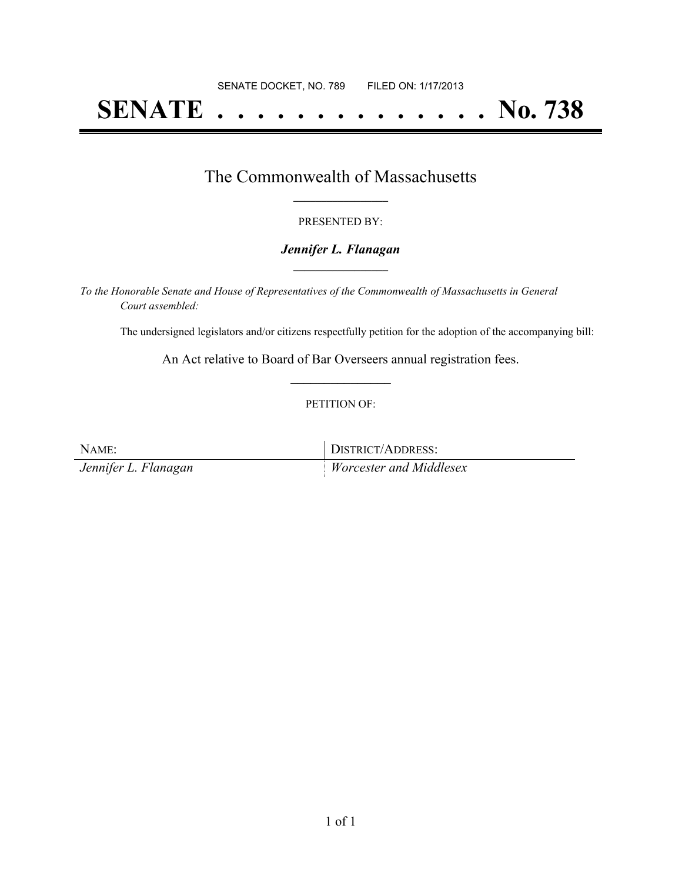SENATE DOCKET, NO. 789        FILED ON: 1/17/2013

# SENATE . . . . . . . . . . . . . . No. 738

## The Commonwealth of Massachusetts

PRESENTED BY:

***Jennifer L. Flanagan***

*To the Honorable Senate and House of Representatives of the Commonwealth of Massachusetts in General Court assembled:*

The undersigned legislators and/or citizens respectfully petition for the adoption of the accompanying bill:

An Act relative to Board of Bar Overseers annual registration fees.

PETITION OF:

| NAME: | DISTRICT/ADDRESS: |
| --- | --- |
| *Jennifer L. Flanagan* | *Worcester and Middlesex* |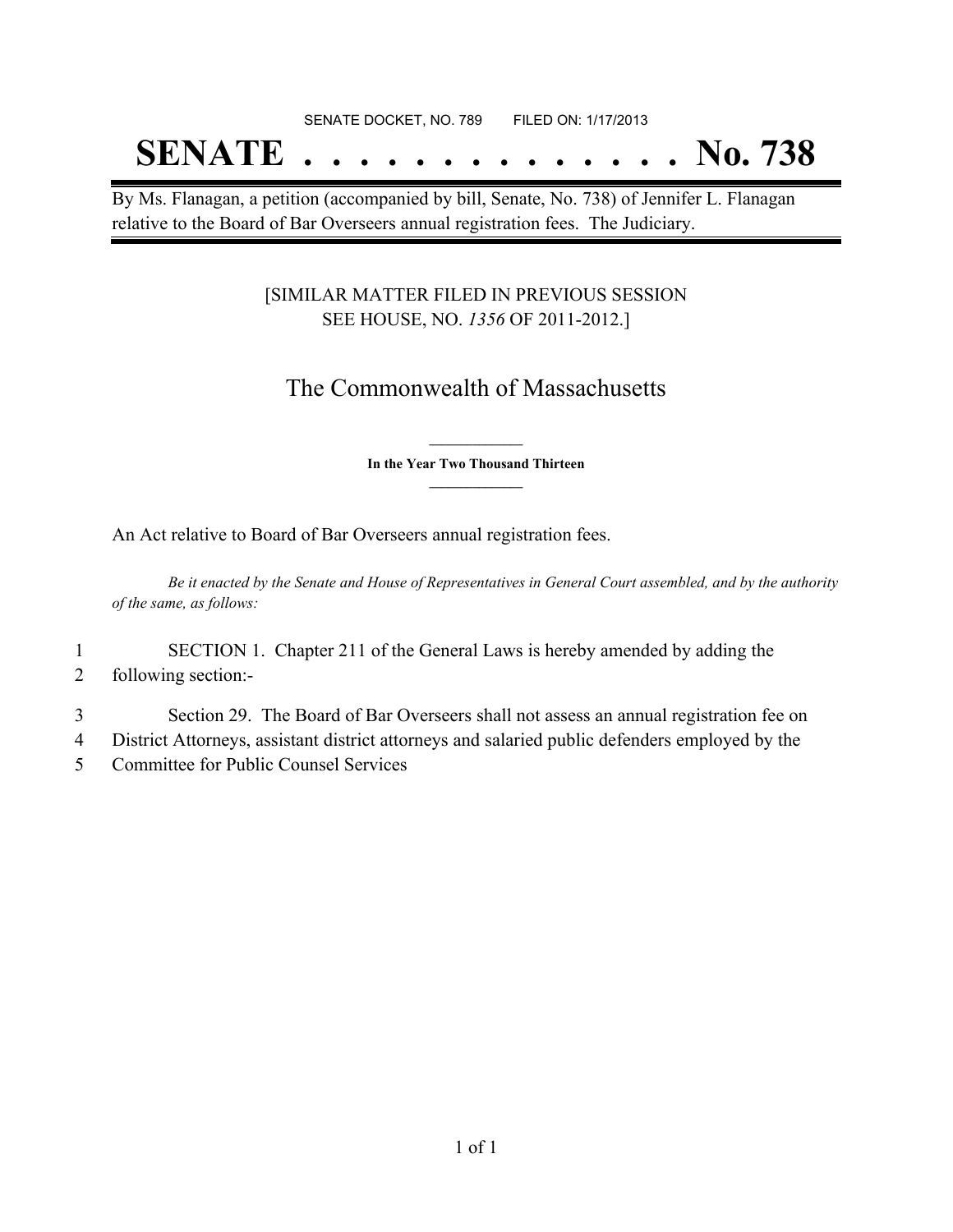SENATE DOCKET, NO. 789 FILED ON: 1/17/2013

# SENATE . . . . . . . . . . . . . . No. 738

By Ms. Flanagan, a petition (accompanied by bill, Senate, No. 738) of Jennifer L. Flanagan relative to the Board of Bar Overseers annual registration fees. The Judiciary.

[SIMILAR MATTER FILED IN PREVIOUS SESSION SEE HOUSE, NO. *1356* OF 2011-2012.]

## The Commonwealth of Massachusetts

**In the Year Two Thousand Thirteen**

An Act relative to Board of Bar Overseers annual registration fees.

*Be it enacted by the Senate and House of Representatives in General Court assembled, and by the authority of the same, as follows:*

1 SECTION 1. Chapter 211 of the General Laws is hereby amended by adding the
2 following section:-

3 Section 29. The Board of Bar Overseers shall not assess an annual registration fee on
4 District Attorneys, assistant district attorneys and salaried public defenders employed by the
5 Committee for Public Counsel Services